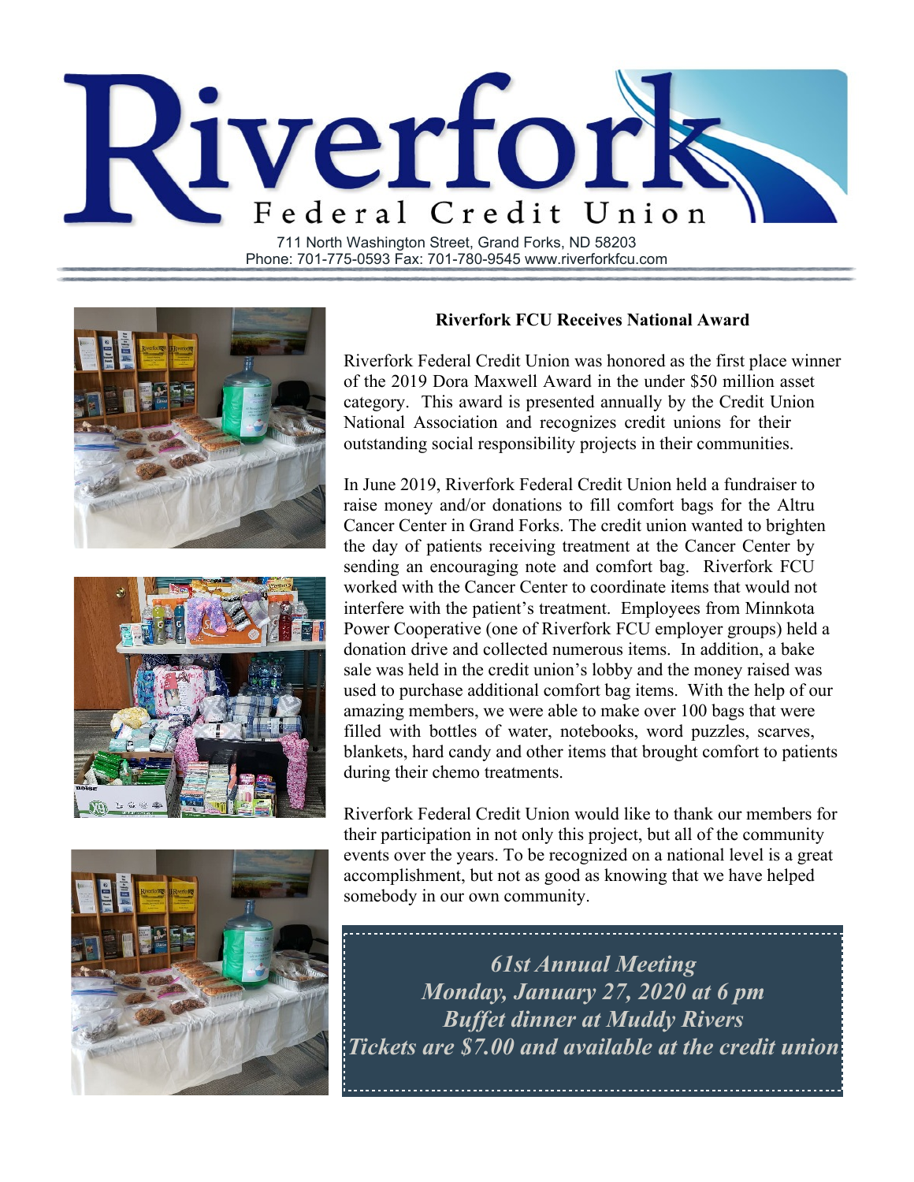# Riverfork Federal Credit Union

711 North Washington Street, Grand Forks, ND 58203
Phone: 701-775-0593 Fax: 701-780-9545 www.riverforkfcu.com

## Riverfork FCU Receives National Award

Riverfork Federal Credit Union was honored as the first place winner of the 2019 Dora Maxwell Award in the under $50 million asset category. This award is presented annually by the Credit Union National Association and recognizes credit unions for their outstanding social responsibility projects in their communities.

In June 2019, Riverfork Federal Credit Union held a fundraiser to raise money and/or donations to fill comfort bags for the Altru Cancer Center in Grand Forks. The credit union wanted to brighten the day of patients receiving treatment at the Cancer Center by sending an encouraging note and comfort bag. Riverfork FCU worked with the Cancer Center to coordinate items that would not interfere with the patient's treatment. Employees from Minnkota Power Cooperative (one of Riverfork FCU employer groups) held a donation drive and collected numerous items. In addition, a bake sale was held in the credit union's lobby and the money raised was used to purchase additional comfort bag items. With the help of our amazing members, we were able to make over 100 bags that were filled with bottles of water, notebooks, word puzzles, scarves, blankets, hard candy and other items that brought comfort to patients during their chemo treatments.

Riverfork Federal Credit Union would like to thank our members for their participation in not only this project, but all of the community events over the years. To be recognized on a national level is a great accomplishment, but not as good as knowing that we have helped somebody in our own community.

***61st Annual Meeting***
***Monday, January 27, 2020 at 6 pm***
***Buffet dinner at Muddy Rivers***
***Tickets are $7.00 and available at the credit union***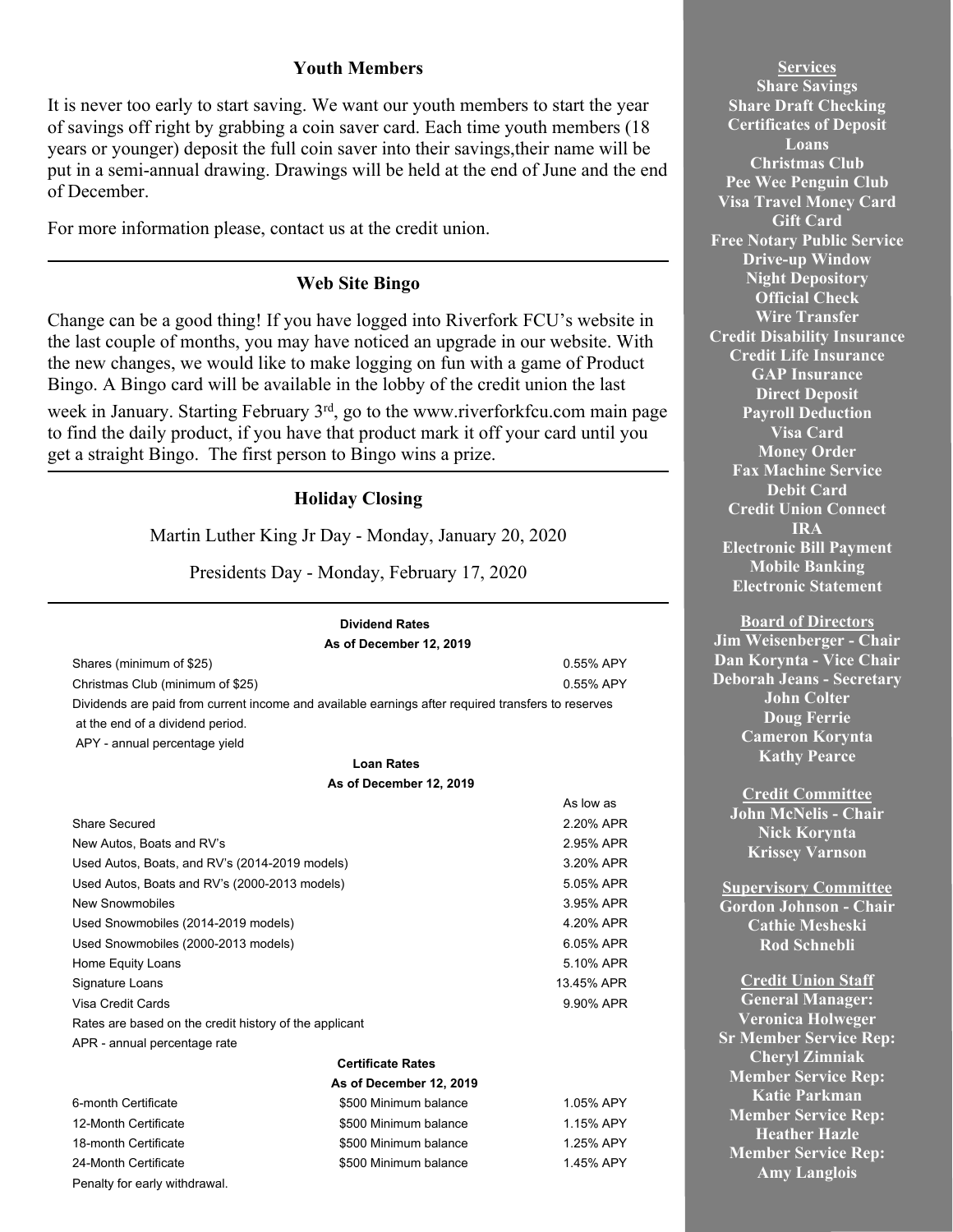## Youth Members

It is never too early to start saving. We want our youth members to start the year of savings off right by grabbing a coin saver card. Each time youth members (18 years or younger) deposit the full coin saver into their savings,their name will be put in a semi-annual drawing. Drawings will be held at the end of June and the end of December.

For more information please, contact us at the credit union.

## Web Site Bingo

Change can be a good thing! If you have logged into Riverfork FCU's website in the last couple of months, you may have noticed an upgrade in our website. With the new changes, we would like to make logging on fun with a game of Product Bingo. A Bingo card will be available in the lobby of the credit union the last week in January. Starting February 3rd, go to the www.riverforkfcu.com main page to find the daily product, if you have that product mark it off your card until you get a straight Bingo. The first person to Bingo wins a prize.

## Holiday Closing

Martin Luther King Jr Day - Monday, January 20, 2020

Presidents Day - Monday, February 17, 2020

**Dividend Rates**
**As of December 12, 2019**

| | |
|---|---|
| Shares (minimum of $25) | 0.55% APY |
| Christmas Club (minimum of $25) | 0.55% APY |

Dividends are paid from current income and available earnings after required transfers to reserves at the end of a dividend period.

APY - annual percentage yield

**Loan Rates**
**As of December 12, 2019**

| | As low as |
|---|---|
| Share Secured | 2.20% APR |
| New Autos, Boats and RV's | 2.95% APR |
| Used Autos, Boats, and RV's (2014-2019 models) | 3.20% APR |
| Used Autos, Boats and RV's (2000-2013 models) | 5.05% APR |
| New Snowmobiles | 3.95% APR |
| Used Snowmobiles (2014-2019 models) | 4.20% APR |
| Used Snowmobiles (2000-2013 models) | 6.05% APR |
| Home Equity Loans | 5.10% APR |
| Signature Loans | 13.45% APR |
| Visa Credit Cards | 9.90% APR |

Rates are based on the credit history of the applicant

APR - annual percentage rate

**Certificate Rates**
**As of December 12, 2019**

| | | |
|---|---|---|
| 6-month Certificate | $500 Minimum balance | 1.05% APY |
| 12-Month Certificate | $500 Minimum balance | 1.15% APY |
| 18-month Certificate | $500 Minimum balance | 1.25% APY |
| 24-Month Certificate | $500 Minimum balance | 1.45% APY |

Penalty for early withdrawal.

**Services**

**Share Savings**
**Share Draft Checking**
**Certificates of Deposit**
**Loans**
**Christmas Club**
**Pee Wee Penguin Club**
**Visa Travel Money Card**
**Gift Card**
**Free Notary Public Service**
**Drive-up Window**
**Night Depository**
**Official Check**
**Wire Transfer**
**Credit Disability Insurance**
**Credit Life Insurance**
**GAP Insurance**
**Direct Deposit**
**Payroll Deduction**
**Visa Card**
**Money Order**
**Fax Machine Service**
**Debit Card**
**Credit Union Connect**
**IRA**
**Electronic Bill Payment**
**Mobile Banking**
**Electronic Statement**

**Board of Directors**

**Jim Weisenberger - Chair**
**Dan Korynta - Vice Chair**
**Deborah Jeans - Secretary**
**John Colter**
**Doug Ferrie**
**Cameron Korynta**
**Kathy Pearce**

**Credit Committee**

**John McNelis - Chair**
**Nick Korynta**
**Krissey Varnson**

**Supervisory Committee**

**Gordon Johnson - Chair**
**Cathie Mesheski**
**Rod Schnebli**

**Credit Union Staff**

**General Manager:**
**Veronica Holweger**
**Sr Member Service Rep:**
**Cheryl Zimniak**
**Member Service Rep:**
**Katie Parkman**
**Member Service Rep:**
**Heather Hazle**
**Member Service Rep:**
**Amy Langlois**